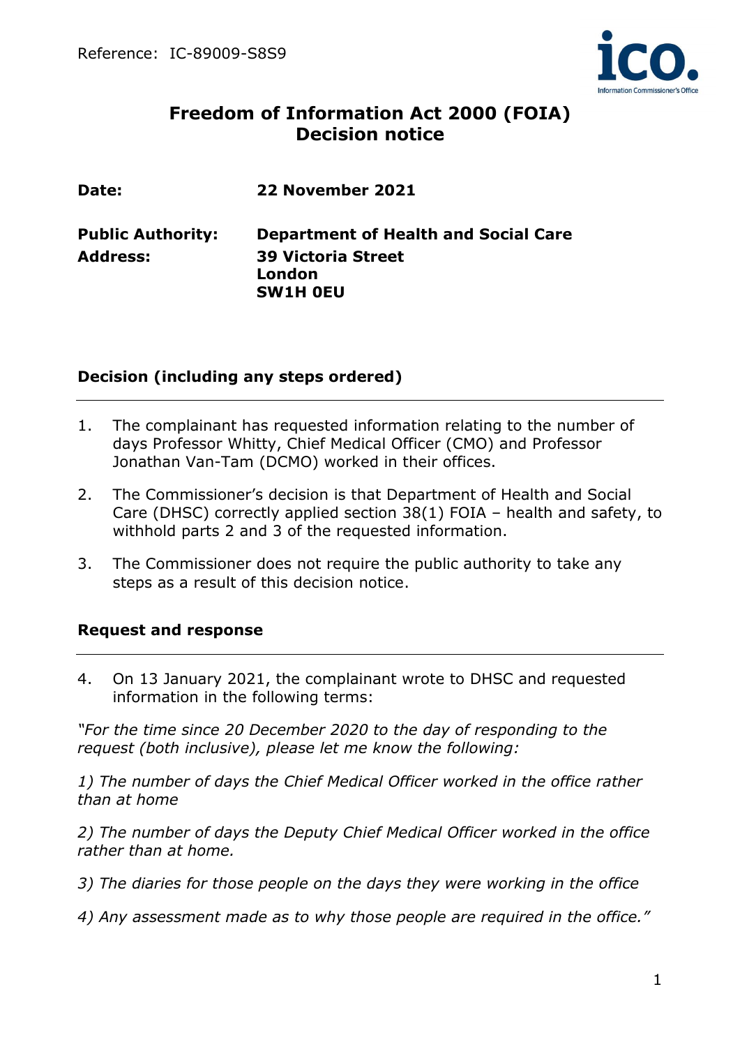Reference: IC-89009-S8S9

# Freedom of Information Act 2000 (FOIA) Decision notice

**Date:** **22 November 2021**

**Public Authority:** **Department of Health and Social Care**
**Address:** **39 Victoria Street**
**London**
**SW1H 0EU**

## Decision (including any steps ordered)

1. The complainant has requested information relating to the number of days Professor Whitty, Chief Medical Officer (CMO) and Professor Jonathan Van-Tam (DCMO) worked in their offices.

2. The Commissioner's decision is that Department of Health and Social Care (DHSC) correctly applied section 38(1) FOIA – health and safety, to withhold parts 2 and 3 of the requested information.

3. The Commissioner does not require the public authority to take any steps as a result of this decision notice.

## Request and response

4. On 13 January 2021, the complainant wrote to DHSC and requested information in the following terms:

*"For the time since 20 December 2020 to the day of responding to the request (both inclusive), please let me know the following:*

*1) The number of days the Chief Medical Officer worked in the office rather than at home*

*2) The number of days the Deputy Chief Medical Officer worked in the office rather than at home.*

*3) The diaries for those people on the days they were working in the office*

*4) Any assessment made as to why those people are required in the office."*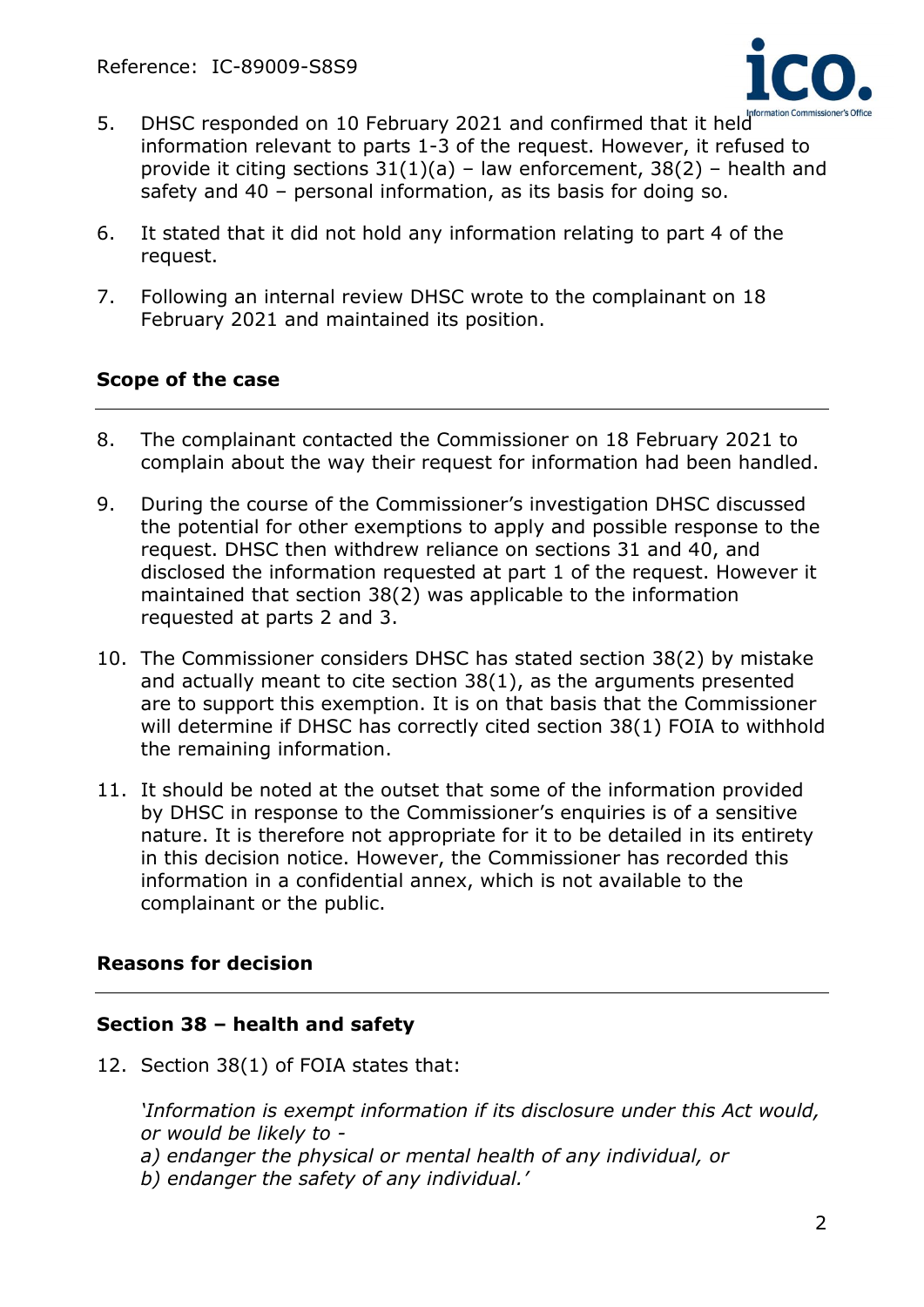5. DHSC responded on 10 February 2021 and confirmed that it held information relevant to parts 1-3 of the request. However, it refused to provide it citing sections 31(1)(a) – law enforcement, 38(2) – health and safety and 40 – personal information, as its basis for doing so.

6. It stated that it did not hold any information relating to part 4 of the request.

7. Following an internal review DHSC wrote to the complainant on 18 February 2021 and maintained its position.

## Scope of the case

8. The complainant contacted the Commissioner on 18 February 2021 to complain about the way their request for information had been handled.

9. During the course of the Commissioner's investigation DHSC discussed the potential for other exemptions to apply and possible response to the request. DHSC then withdrew reliance on sections 31 and 40, and disclosed the information requested at part 1 of the request. However it maintained that section 38(2) was applicable to the information requested at parts 2 and 3.

10. The Commissioner considers DHSC has stated section 38(2) by mistake and actually meant to cite section 38(1), as the arguments presented are to support this exemption. It is on that basis that the Commissioner will determine if DHSC has correctly cited section 38(1) FOIA to withhold the remaining information.

11. It should be noted at the outset that some of the information provided by DHSC in response to the Commissioner's enquiries is of a sensitive nature. It is therefore not appropriate for it to be detailed in its entirety in this decision notice. However, the Commissioner has recorded this information in a confidential annex, which is not available to the complainant or the public.

## Reasons for decision

### Section 38 – health and safety

12. Section 38(1) of FOIA states that:

    *'Information is exempt information if its disclosure under this Act would, or would be likely to -*
    *a) endanger the physical or mental health of any individual, or*
    *b) endanger the safety of any individual.'*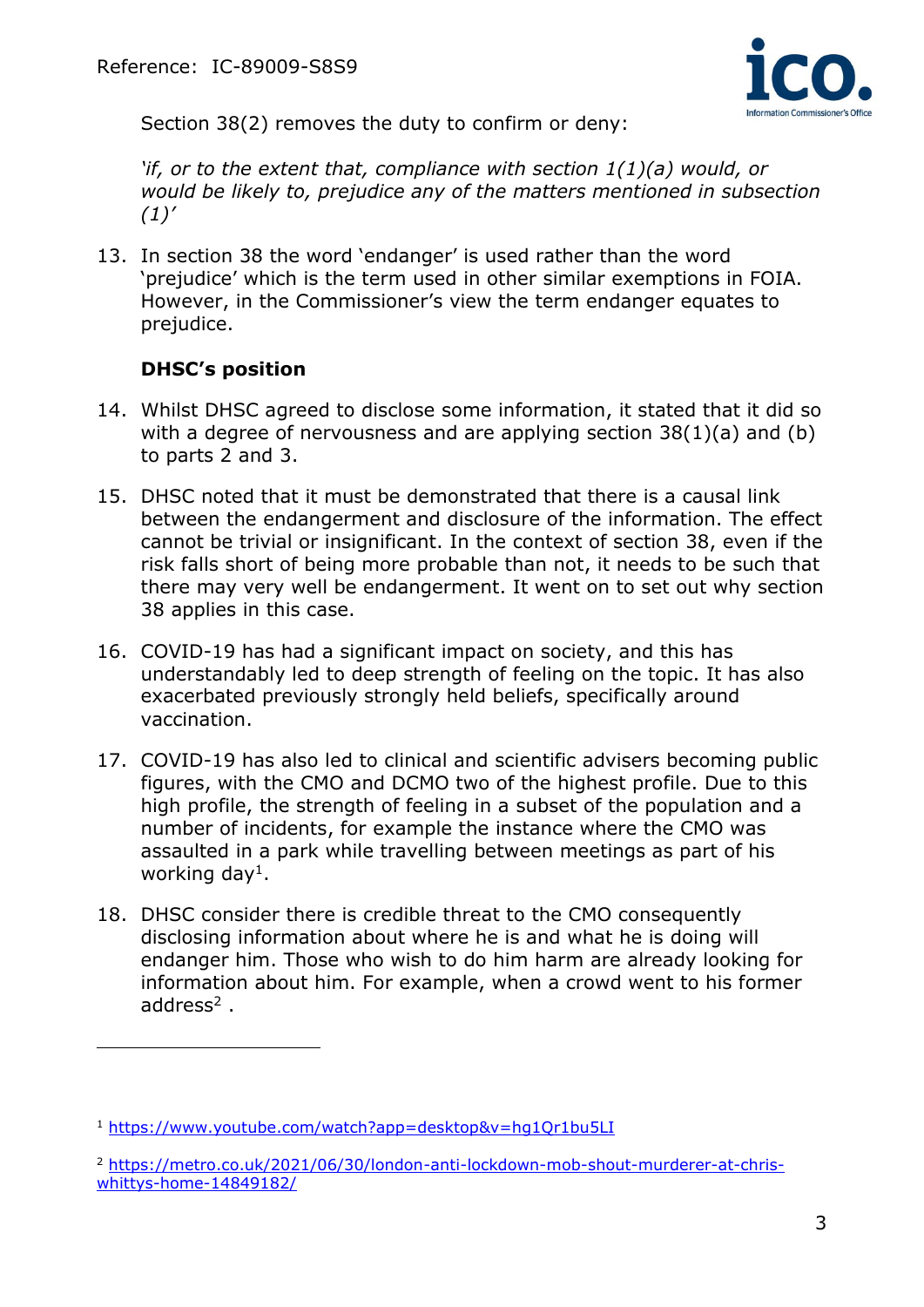Section 38(2) removes the duty to confirm or deny:

*'if, or to the extent that, compliance with section 1(1)(a) would, or would be likely to, prejudice any of the matters mentioned in subsection (1)'*

13. In section 38 the word 'endanger' is used rather than the word 'prejudice' which is the term used in other similar exemptions in FOIA. However, in the Commissioner's view the term endanger equates to prejudice.

**DHSC's position**

14. Whilst DHSC agreed to disclose some information, it stated that it did so with a degree of nervousness and are applying section 38(1)(a) and (b) to parts 2 and 3.

15. DHSC noted that it must be demonstrated that there is a causal link between the endangerment and disclosure of the information. The effect cannot be trivial or insignificant. In the context of section 38, even if the risk falls short of being more probable than not, it needs to be such that there may very well be endangerment. It went on to set out why section 38 applies in this case.

16. COVID-19 has had a significant impact on society, and this has understandably led to deep strength of feeling on the topic. It has also exacerbated previously strongly held beliefs, specifically around vaccination.

17. COVID-19 has also led to clinical and scientific advisers becoming public figures, with the CMO and DCMO two of the highest profile. Due to this high profile, the strength of feeling in a subset of the population and a number of incidents, for example the instance where the CMO was assaulted in a park while travelling between meetings as part of his working day[1].

18. DHSC consider there is credible threat to the CMO consequently disclosing information about where he is and what he is doing will endanger him. Those who wish to do him harm are already looking for information about him. For example, when a crowd went to his former address[2] .

---

[1] https://www.youtube.com/watch?app=desktop&v=hg1Qr1bu5LI

[2] https://metro.co.uk/2021/06/30/london-anti-lockdown-mob-shout-murderer-at-chris-whittys-home-14849182/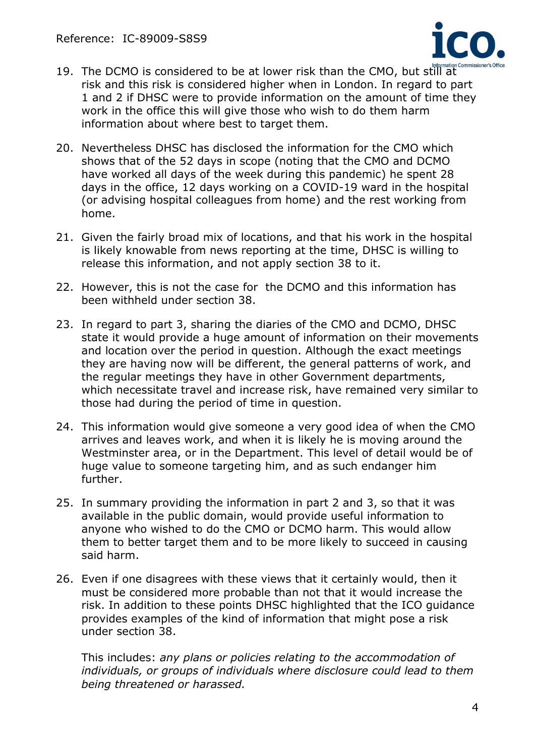19. The DCMO is considered to be at lower risk than the CMO, but still at risk and this risk is considered higher when in London. In regard to part 1 and 2 if DHSC were to provide information on the amount of time they work in the office this will give those who wish to do them harm information about where best to target them.

20. Nevertheless DHSC has disclosed the information for the CMO which shows that of the 52 days in scope (noting that the CMO and DCMO have worked all days of the week during this pandemic) he spent 28 days in the office, 12 days working on a COVID-19 ward in the hospital (or advising hospital colleagues from home) and the rest working from home.

21. Given the fairly broad mix of locations, and that his work in the hospital is likely knowable from news reporting at the time, DHSC is willing to release this information, and not apply section 38 to it.

22. However, this is not the case for the DCMO and this information has been withheld under section 38.

23. In regard to part 3, sharing the diaries of the CMO and DCMO, DHSC state it would provide a huge amount of information on their movements and location over the period in question. Although the exact meetings they are having now will be different, the general patterns of work, and the regular meetings they have in other Government departments, which necessitate travel and increase risk, have remained very similar to those had during the period of time in question.

24. This information would give someone a very good idea of when the CMO arrives and leaves work, and when it is likely he is moving around the Westminster area, or in the Department. This level of detail would be of huge value to someone targeting him, and as such endanger him further.

25. In summary providing the information in part 2 and 3, so that it was available in the public domain, would provide useful information to anyone who wished to do the CMO or DCMO harm. This would allow them to better target them and to be more likely to succeed in causing said harm.

26. Even if one disagrees with these views that it certainly would, then it must be considered more probable than not that it would increase the risk. In addition to these points DHSC highlighted that the ICO guidance provides examples of the kind of information that might pose a risk under section 38.

    This includes: *any plans or policies relating to the accommodation of individuals, or groups of individuals where disclosure could lead to them being threatened or harassed.*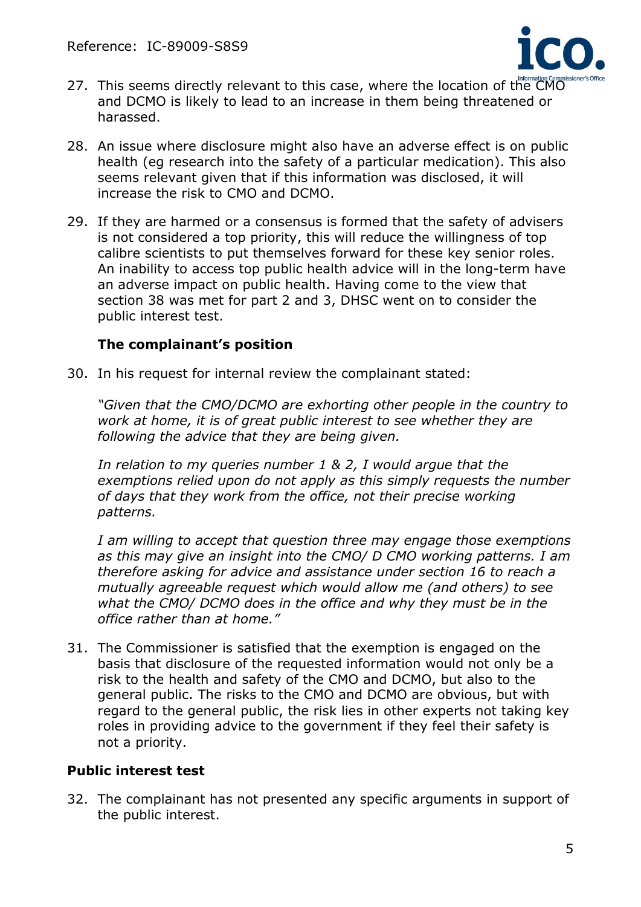27. This seems directly relevant to this case, where the location of the CMO and DCMO is likely to lead to an increase in them being threatened or harassed.

28. An issue where disclosure might also have an adverse effect is on public health (eg research into the safety of a particular medication). This also seems relevant given that if this information was disclosed, it will increase the risk to CMO and DCMO.

29. If they are harmed or a consensus is formed that the safety of advisers is not considered a top priority, this will reduce the willingness of top calibre scientists to put themselves forward for these key senior roles. An inability to access top public health advice will in the long-term have an adverse impact on public health. Having come to the view that section 38 was met for part 2 and 3, DHSC went on to consider the public interest test.

### The complainant's position

30. In his request for internal review the complainant stated:

*"Given that the CMO/DCMO are exhorting other people in the country to work at home, it is of great public interest to see whether they are following the advice that they are being given.*

*In relation to my queries number 1 & 2, I would argue that the exemptions relied upon do not apply as this simply requests the number of days that they work from the office, not their precise working patterns.*

*I am willing to accept that question three may engage those exemptions as this may give an insight into the CMO/ D CMO working patterns. I am therefore asking for advice and assistance under section 16 to reach a mutually agreeable request which would allow me (and others) to see what the CMO/ DCMO does in the office and why they must be in the office rather than at home."*

31. The Commissioner is satisfied that the exemption is engaged on the basis that disclosure of the requested information would not only be a risk to the health and safety of the CMO and DCMO, but also to the general public. The risks to the CMO and DCMO are obvious, but with regard to the general public, the risk lies in other experts not taking key roles in providing advice to the government if they feel their safety is not a priority.

## Public interest test

32. The complainant has not presented any specific arguments in support of the public interest.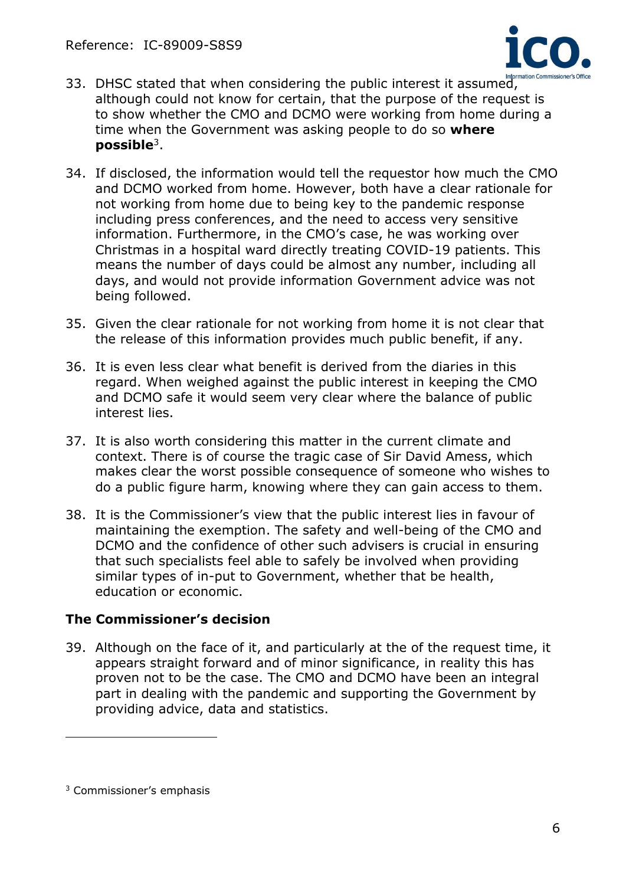33. DHSC stated that when considering the public interest it assumed, although could not know for certain, that the purpose of the request is to show whether the CMO and DCMO were working from home during a time when the Government was asking people to do so **where possible**[3].

34. If disclosed, the information would tell the requestor how much the CMO and DCMO worked from home. However, both have a clear rationale for not working from home due to being key to the pandemic response including press conferences, and the need to access very sensitive information. Furthermore, in the CMO's case, he was working over Christmas in a hospital ward directly treating COVID-19 patients. This means the number of days could be almost any number, including all days, and would not provide information Government advice was not being followed.

35. Given the clear rationale for not working from home it is not clear that the release of this information provides much public benefit, if any.

36. It is even less clear what benefit is derived from the diaries in this regard. When weighed against the public interest in keeping the CMO and DCMO safe it would seem very clear where the balance of public interest lies.

37. It is also worth considering this matter in the current climate and context. There is of course the tragic case of Sir David Amess, which makes clear the worst possible consequence of someone who wishes to do a public figure harm, knowing where they can gain access to them.

38. It is the Commissioner's view that the public interest lies in favour of maintaining the exemption. The safety and well-being of the CMO and DCMO and the confidence of other such advisers is crucial in ensuring that such specialists feel able to safely be involved when providing similar types of in-put to Government, whether that be health, education or economic.

## The Commissioner's decision

39. Although on the face of it, and particularly at the of the request time, it appears straight forward and of minor significance, in reality this has proven not to be the case. The CMO and DCMO have been an integral part in dealing with the pandemic and supporting the Government by providing advice, data and statistics.

---

[3] Commissioner's emphasis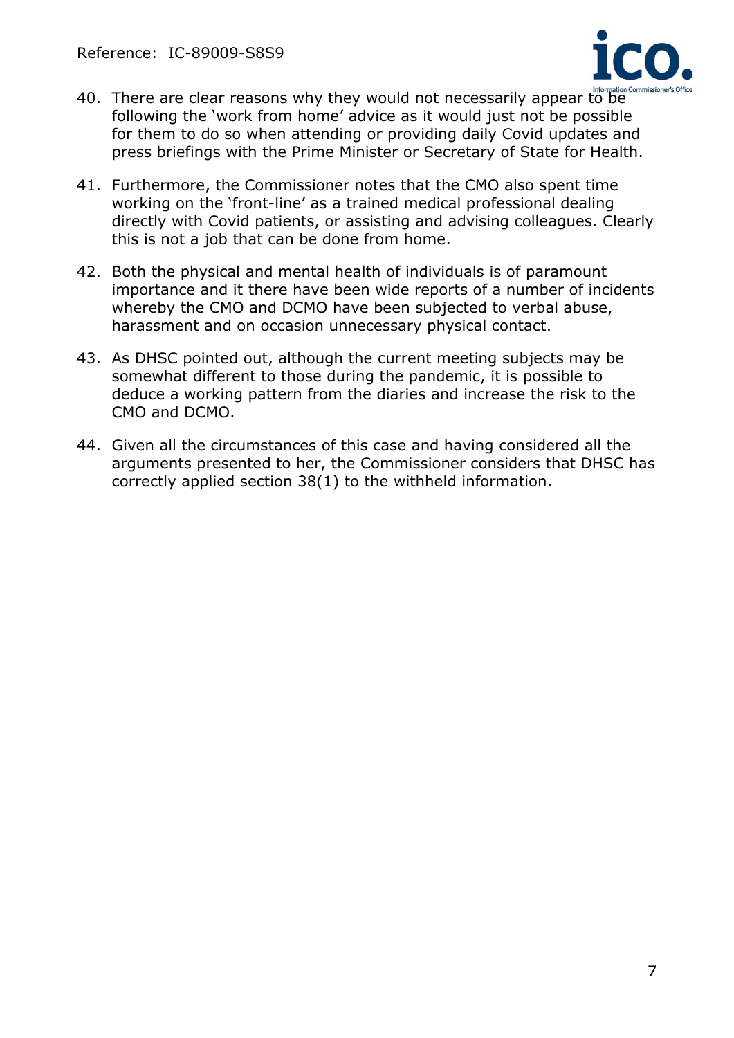40. There are clear reasons why they would not necessarily appear to be following the 'work from home' advice as it would just not be possible for them to do so when attending or providing daily Covid updates and press briefings with the Prime Minister or Secretary of State for Health.

41. Furthermore, the Commissioner notes that the CMO also spent time working on the 'front-line' as a trained medical professional dealing directly with Covid patients, or assisting and advising colleagues. Clearly this is not a job that can be done from home.

42. Both the physical and mental health of individuals is of paramount importance and it there have been wide reports of a number of incidents whereby the CMO and DCMO have been subjected to verbal abuse, harassment and on occasion unnecessary physical contact.

43. As DHSC pointed out, although the current meeting subjects may be somewhat different to those during the pandemic, it is possible to deduce a working pattern from the diaries and increase the risk to the CMO and DCMO.

44. Given all the circumstances of this case and having considered all the arguments presented to her, the Commissioner considers that DHSC has correctly applied section 38(1) to the withheld information.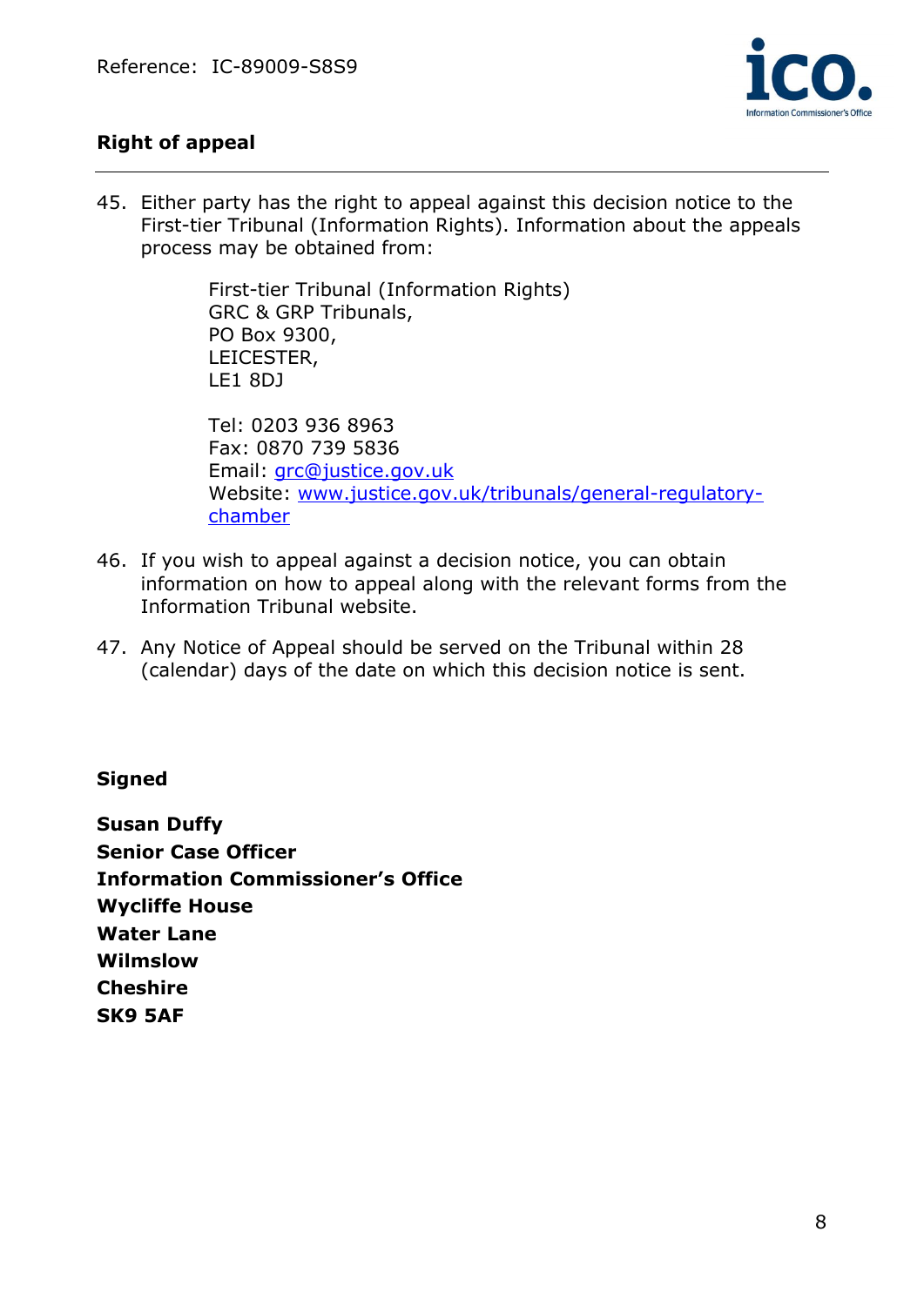## Right of appeal

45. Either party has the right to appeal against this decision notice to the First-tier Tribunal (Information Rights). Information about the appeals process may be obtained from:

 First-tier Tribunal (Information Rights)
 GRC & GRP Tribunals,
 PO Box 9300,
 LEICESTER,
 LE1 8DJ

 Tel: 0203 936 8963
 Fax: 0870 739 5836
 Email: grc@justice.gov.uk
 Website: www.justice.gov.uk/tribunals/general-regulatory-chamber

46. If you wish to appeal against a decision notice, you can obtain information on how to appeal along with the relevant forms from the Information Tribunal website.

47. Any Notice of Appeal should be served on the Tribunal within 28 (calendar) days of the date on which this decision notice is sent.

**Signed**

**Susan Duffy**
**Senior Case Officer**
**Information Commissioner's Office**
**Wycliffe House**
**Water Lane**
**Wilmslow**
**Cheshire**
**SK9 5AF**